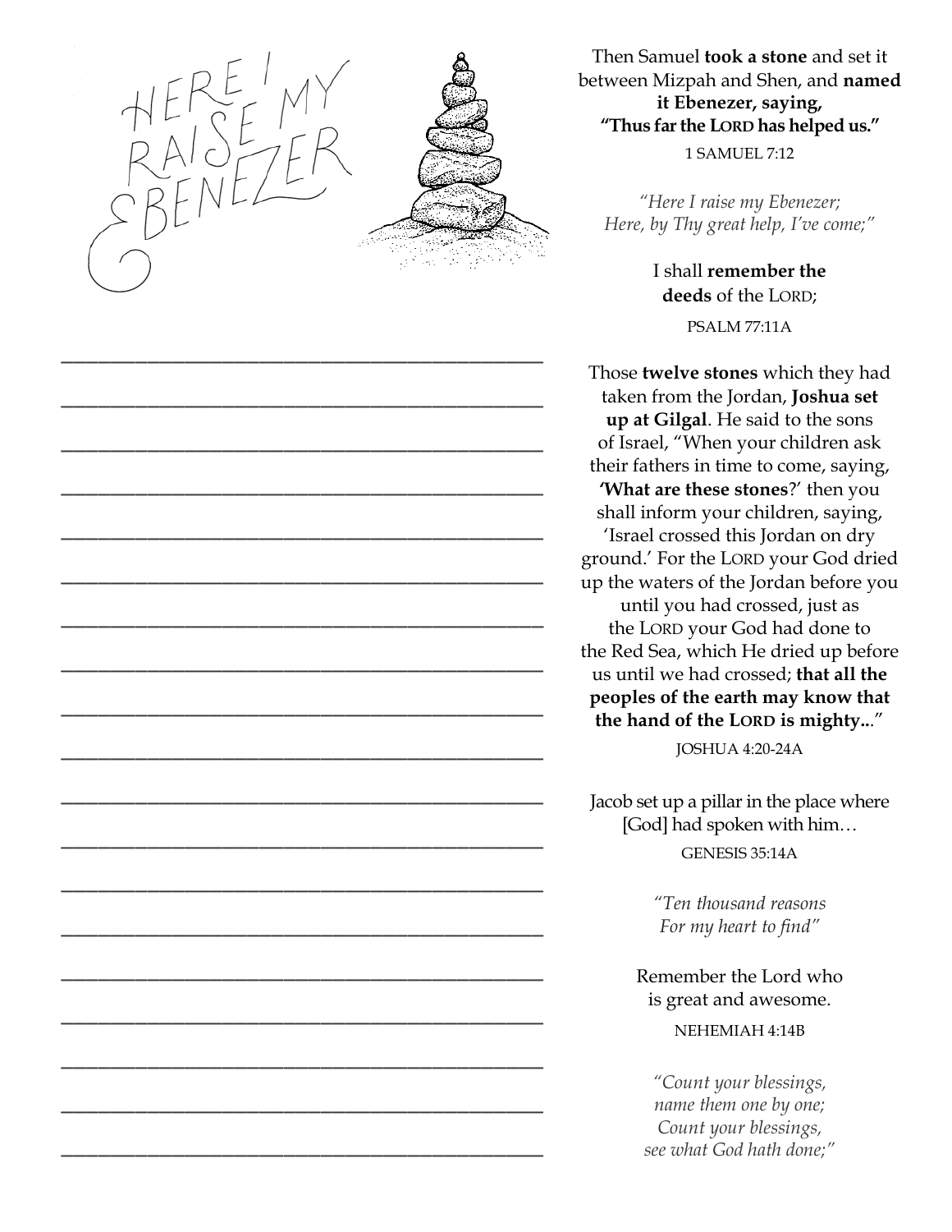# HERE I RAISE MY EBENEZER

Then Samuel **took a stone** and set it between Mizpah and Shen, and **named it Ebenezer, saying, "Thus far the LORD has helped us."**

1 SAMUEL 7:12

*"Here I raise my Ebenezer;*
*Here, by Thy great help, I've come;"*

I shall **remember the deeds** of the LORD;

PSALM 77:11A

Those **twelve stones** which they had taken from the Jordan, **Joshua set up at Gilgal**. He said to the sons of Israel, "When your children ask their fathers in time to come, saying, **'What are these stones**?' then you shall inform your children, saying, 'Israel crossed this Jordan on dry ground.' For the LORD your God dried up the waters of the Jordan before you until you had crossed, just as the LORD your God had done to the Red Sea, which He dried up before us until we had crossed; **that all the peoples of the earth may know that the hand of the LORD is mighty...**"

JOSHUA 4:20-24A

Jacob set up a pillar in the place where [God] had spoken with him…

GENESIS 35:14A

*"Ten thousand reasons*
*For my heart to find"*

Remember the Lord who is great and awesome.

NEHEMIAH 4:14B

*"Count your blessings,*
*name them one by one;*
*Count your blessings,*
*see what God hath done;"*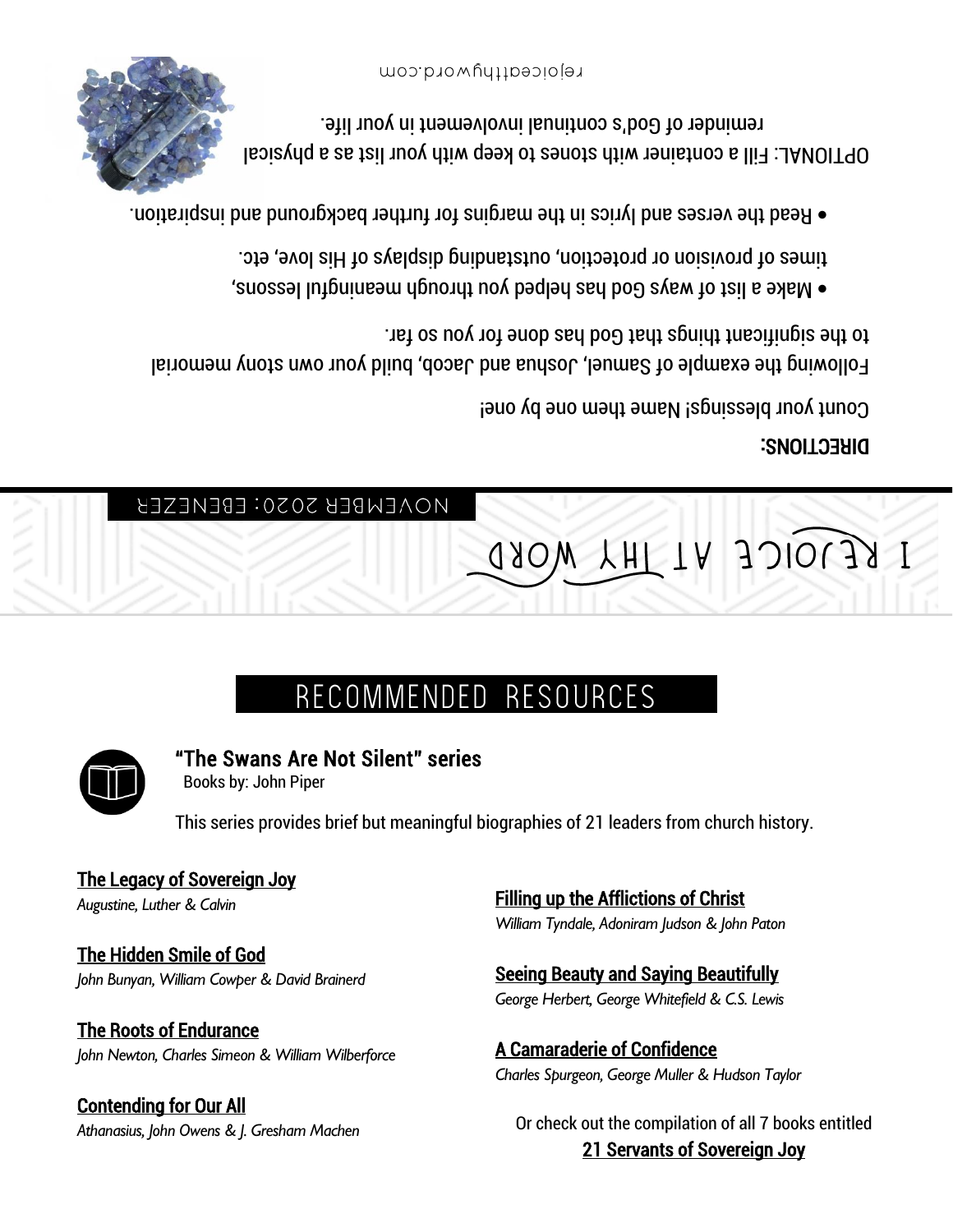I REJOICE AT THY WORD

NOVEMBER 2020: EBENEZER

**DIRECTIONS:**

Count your blessings! Name them one by one!

Following the example of Samuel, Joshua and Jacob, build your own stony memorial to the significant things that God has done for you so far.

- Make a list of ways God has helped you through meaningful lessons, times of provision or protection, outstanding displays of His love, etc.
- Read the verses and lyrics in the margins for further background and inspiration.

OPTIONAL: Fill a container with stones to keep with your list as a physical reminder of God's continual involvement in your life.

rejoiceatthyword.com

# RECOMMENDED RESOURCES

**"The Swans Are Not Silent" series**
Books by: John Piper

This series provides brief but meaningful biographies of 21 leaders from church history.

**The Legacy of Sovereign Joy**
*Augustine, Luther & Calvin*

**The Hidden Smile of God**
*John Bunyan, William Cowper & David Brainerd*

**The Roots of Endurance**
*John Newton, Charles Simeon & William Wilberforce*

**Contending for Our All**
*Athanasius, John Owens & J. Gresham Machen*

**Filling up the Afflictions of Christ**
*William Tyndale, Adoniram Judson & John Paton*

**Seeing Beauty and Saying Beautifully**
*George Herbert, George Whitefield & C.S. Lewis*

**A Camaraderie of Confidence**
*Charles Spurgeon, George Muller & Hudson Taylor*

Or check out the compilation of all 7 books entitled
**21 Servants of Sovereign Joy**